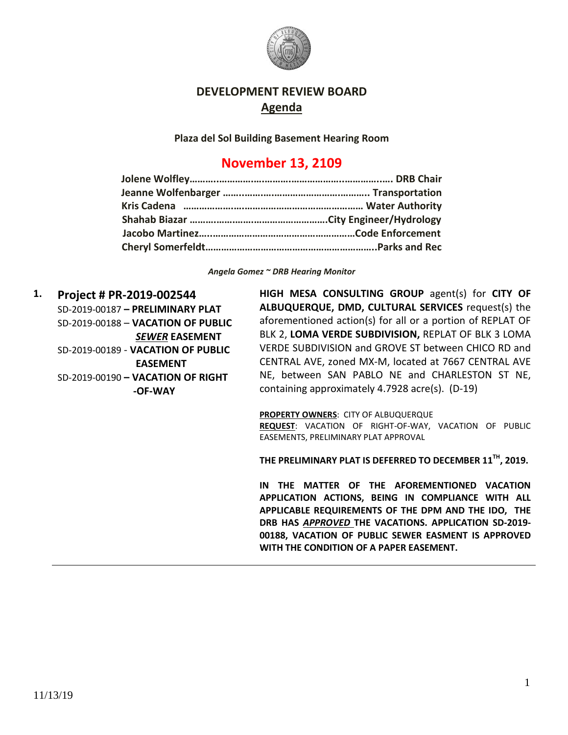# DEVELOPMENT REVIEW BOARD

## Agenda

**Plaza del Sol Building Basement Hearing Room**

## November 13, 2109

**Jolene Wolfley……………………………………………………………. DRB Chair**
**Jeanne Wolfenbarger ………………………………………………. Transportation**
**Kris Cadena ……………………………………………………… Water Authority**
**Shahab Biazar ……………………………………………City Engineer/Hydrology**
**Jacobo Martinez…………………………………………………Code Enforcement**
**Cheryl Somerfeldt……………………………………………………..Parks and Rec**

*Angela Gomez ~ DRB Hearing Monitor*

---

**1. Project # PR-2019-002544**

SD-2019-00187 – **PRELIMINARY PLAT**
SD-2019-00188 – **VACATION OF PUBLIC *SEWER* EASEMENT**
SD-2019-00189 - **VACATION OF PUBLIC EASEMENT**
SD-2019-00190 – **VACATION OF RIGHT-OF-WAY**

**HIGH MESA CONSULTING GROUP** agent(s) for **CITY OF ALBUQUERQUE, DMD, CULTURAL SERVICES** request(s) the aforementioned action(s) for all or a portion of REPLAT OF BLK 2, **LOMA VERDE SUBDIVISION,** REPLAT OF BLK 3 LOMA VERDE SUBDIVISION and GROVE ST between CHICO RD and CENTRAL AVE, zoned MX-M, located at 7667 CENTRAL AVE NE, between SAN PABLO NE and CHARLESTON ST NE, containing approximately 4.7928 acre(s). (D-19)

**PROPERTY OWNERS**: CITY OF ALBUQUERQUE
**REQUEST**: VACATION OF RIGHT-OF-WAY, VACATION OF PUBLIC EASEMENTS, PRELIMINARY PLAT APPROVAL

**THE PRELIMINARY PLAT IS DEFERRED TO DECEMBER 11TH, 2019.**

**IN THE MATTER OF THE AFOREMENTIONED VACATION APPLICATION ACTIONS, BEING IN COMPLIANCE WITH ALL APPLICABLE REQUIREMENTS OF THE DPM AND THE IDO, THE DRB HAS *APPROVED* THE VACATIONS. APPLICATION SD-2019-00188, VACATION OF PUBLIC SEWER EASMENT IS APPROVED WITH THE CONDITION OF A PAPER EASEMENT.**

---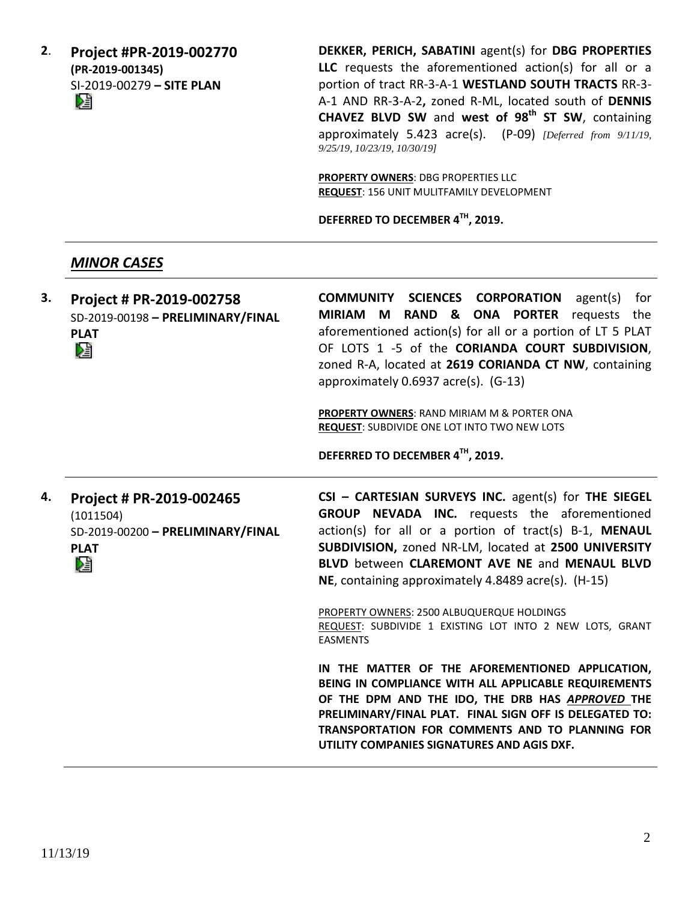**2. Project #PR-2019-002770**
**(PR-2019-001345)**
SI-2019-00279 **– SITE PLAN**

**DEKKER, PERICH, SABATINI** agent(s) for **DBG PROPERTIES LLC** requests the aforementioned action(s) for all or a portion of tract RR-3-A-1 **WESTLAND SOUTH TRACTS** RR-3-A-1 AND RR-3-A-2**,** zoned R-ML, located south of **DENNIS CHAVEZ BLVD SW** and **west of 98th ST SW**, containing approximately 5.423 acre(s). (P-09) *[Deferred from 9/11/19, 9/25/19, 10/23/19, 10/30/19]*

**PROPERTY OWNERS**: DBG PROPERTIES LLC
**REQUEST**: 156 UNIT MULITFAMILY DEVELOPMENT

**DEFERRED TO DECEMBER 4TH, 2019.**

---

## *MINOR CASES*

---

**3. Project # PR-2019-002758**
SD-2019-00198 **– PRELIMINARY/FINAL PLAT**

**COMMUNITY SCIENCES CORPORATION** agent(s) for **MIRIAM M RAND & ONA PORTER** requests the aforementioned action(s) for all or a portion of LT 5 PLAT OF LOTS 1 -5 of the **CORIANDA COURT SUBDIVISION**, zoned R-A, located at **2619 CORIANDA CT NW**, containing approximately 0.6937 acre(s). (G-13)

**PROPERTY OWNERS**: RAND MIRIAM M & PORTER ONA
**REQUEST**: SUBDIVIDE ONE LOT INTO TWO NEW LOTS

**DEFERRED TO DECEMBER 4TH, 2019.**

---

**4. Project # PR-2019-002465**
(1011504)
SD-2019-00200 **– PRELIMINARY/FINAL PLAT**

**CSI – CARTESIAN SURVEYS INC.** agent(s) for **THE SIEGEL GROUP NEVADA INC.** requests the aforementioned action(s) for all or a portion of tract(s) B-1, **MENAUL SUBDIVISION,** zoned NR-LM, located at **2500 UNIVERSITY BLVD** between **CLAREMONT AVE NE** and **MENAUL BLVD NE**, containing approximately 4.8489 acre(s). (H-15)

PROPERTY OWNERS: 2500 ALBUQUERQUE HOLDINGS
REQUEST: SUBDIVIDE 1 EXISTING LOT INTO 2 NEW LOTS, GRANT EASMENTS

**IN THE MATTER OF THE AFOREMENTIONED APPLICATION, BEING IN COMPLIANCE WITH ALL APPLICABLE REQUIREMENTS OF THE DPM AND THE IDO, THE DRB HAS *APPROVED* THE PRELIMINARY/FINAL PLAT. FINAL SIGN OFF IS DELEGATED TO: TRANSPORTATION FOR COMMENTS AND TO PLANNING FOR UTILITY COMPANIES SIGNATURES AND AGIS DXF.**

---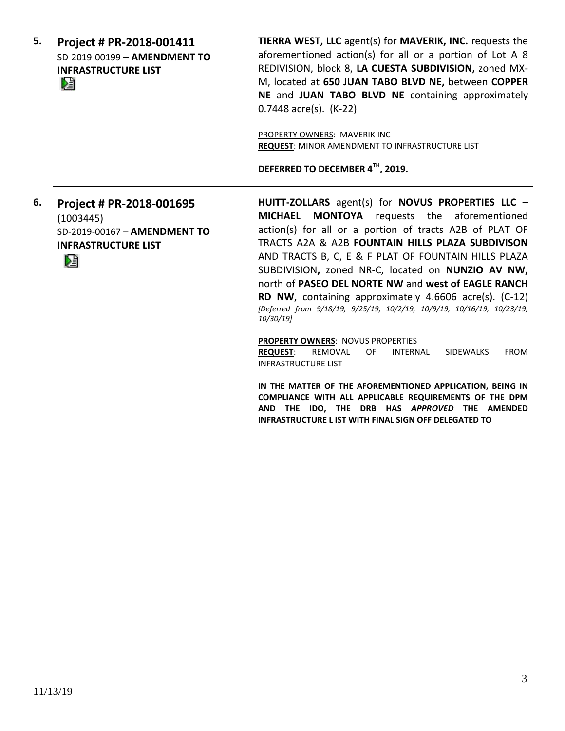**5. Project # PR-2018-001411**
SD-2019-00199 **– AMENDMENT TO INFRASTRUCTURE LIST**

**TIERRA WEST, LLC** agent(s) for **MAVERIK, INC.** requests the aforementioned action(s) for all or a portion of Lot A 8 REDIVISION, block 8, **LA CUESTA SUBDIVISION,** zoned MX-M, located at **650 JUAN TABO BLVD NE,** between **COPPER NE** and **JUAN TABO BLVD NE** containing approximately 0.7448 acre(s). (K-22)

PROPERTY OWNERS: MAVERIK INC
**REQUEST**: MINOR AMENDMENT TO INFRASTRUCTURE LIST

**DEFERRED TO DECEMBER 4TH, 2019.**

---

**6. Project # PR-2018-001695**
(1003445)
SD-2019-00167 – **AMENDMENT TO INFRASTRUCTURE LIST**

**HUITT-ZOLLARS** agent(s) for **NOVUS PROPERTIES LLC – MICHAEL MONTOYA** requests the aforementioned action(s) for all or a portion of tracts A2B of PLAT OF TRACTS A2A & A2B **FOUNTAIN HILLS PLAZA SUBDIVISON** AND TRACTS B, C, E & F PLAT OF FOUNTAIN HILLS PLAZA SUBDIVISION**,** zoned NR-C, located on **NUNZIO AV NW,** north of **PASEO DEL NORTE NW** and **west of EAGLE RANCH RD NW**, containing approximately 4.6606 acre(s). (C-12) *[Deferred from 9/18/19, 9/25/19, 10/2/19, 10/9/19, 10/16/19, 10/23/19, 10/30/19]*

**PROPERTY OWNERS**: NOVUS PROPERTIES
**REQUEST**: REMOVAL OF INTERNAL SIDEWALKS FROM INFRASTRUCTURE LIST

**IN THE MATTER OF THE AFOREMENTIONED APPLICATION, BEING IN COMPLIANCE WITH ALL APPLICABLE REQUIREMENTS OF THE DPM AND THE IDO, THE DRB HAS *APPROVED* THE AMENDED INFRASTRUCTURE L IST WITH FINAL SIGN OFF DELEGATED TO**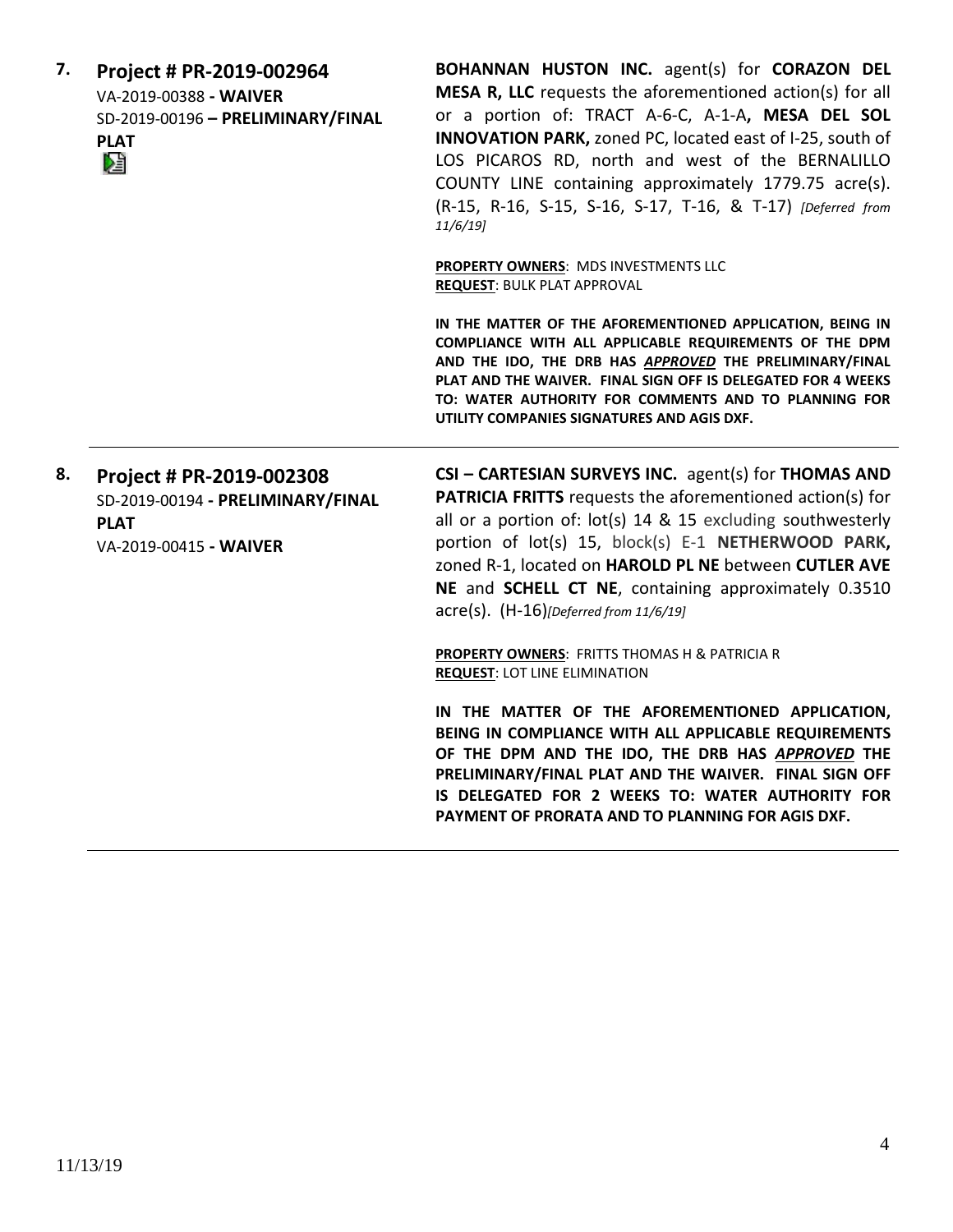**7. Project # PR-2019-002964**
VA-2019-00388 **- WAIVER**
SD-2019-00196 **– PRELIMINARY/FINAL PLAT**

**BOHANNAN HUSTON INC.** agent(s) for **CORAZON DEL MESA R, LLC** requests the aforementioned action(s) for all or a portion of: TRACT A-6-C, A-1-A**, MESA DEL SOL INNOVATION PARK,** zoned PC, located east of I-25, south of LOS PICAROS RD, north and west of the BERNALILLO COUNTY LINE containing approximately 1779.75 acre(s). (R-15, R-16, S-15, S-16, S-17, T-16, & T-17) *[Deferred from 11/6/19]*

**PROPERTY OWNERS**: MDS INVESTMENTS LLC
**REQUEST**: BULK PLAT APPROVAL

**IN THE MATTER OF THE AFOREMENTIONED APPLICATION, BEING IN COMPLIANCE WITH ALL APPLICABLE REQUIREMENTS OF THE DPM AND THE IDO, THE DRB HAS *APPROVED* THE PRELIMINARY/FINAL PLAT AND THE WAIVER. FINAL SIGN OFF IS DELEGATED FOR 4 WEEKS TO: WATER AUTHORITY FOR COMMENTS AND TO PLANNING FOR UTILITY COMPANIES SIGNATURES AND AGIS DXF.**

---

**8. Project # PR-2019-002308**
SD-2019-00194 **- PRELIMINARY/FINAL PLAT**
VA-2019-00415 **- WAIVER**

**CSI – CARTESIAN SURVEYS INC.** agent(s) for **THOMAS AND PATRICIA FRITTS** requests the aforementioned action(s) for all or a portion of: lot(s) 14 & 15 excluding southwesterly portion of lot(s) 15, block(s) E-1 **NETHERWOOD PARK,** zoned R-1, located on **HAROLD PL NE** between **CUTLER AVE NE** and **SCHELL CT NE**, containing approximately 0.3510 acre(s). (H-16)*[Deferred from 11/6/19]*

**PROPERTY OWNERS**: FRITTS THOMAS H & PATRICIA R
**REQUEST**: LOT LINE ELIMINATION

**IN THE MATTER OF THE AFOREMENTIONED APPLICATION, BEING IN COMPLIANCE WITH ALL APPLICABLE REQUIREMENTS OF THE DPM AND THE IDO, THE DRB HAS *APPROVED* THE PRELIMINARY/FINAL PLAT AND THE WAIVER. FINAL SIGN OFF IS DELEGATED FOR 2 WEEKS TO: WATER AUTHORITY FOR PAYMENT OF PRORATA AND TO PLANNING FOR AGIS DXF.**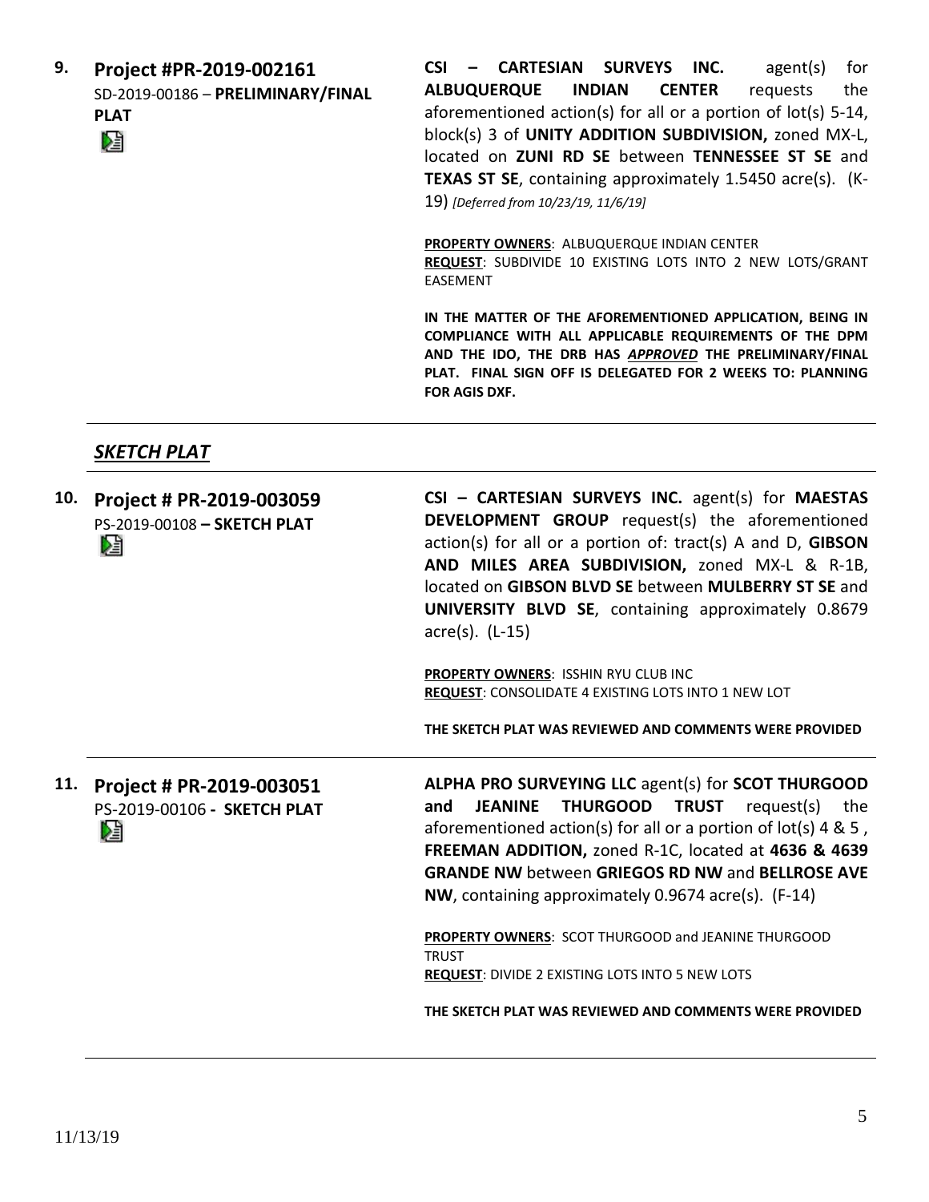**9. Project #PR-2019-002161**
SD-2019-00186 – **PRELIMINARY/FINAL PLAT**

**CSI – CARTESIAN SURVEYS INC.** agent(s) for **ALBUQUERQUE INDIAN CENTER** requests the aforementioned action(s) for all or a portion of lot(s) 5-14, block(s) 3 of **UNITY ADDITION SUBDIVISION,** zoned MX-L, located on **ZUNI RD SE** between **TENNESSEE ST SE** and **TEXAS ST SE**, containing approximately 1.5450 acre(s). (K-19) *[Deferred from 10/23/19, 11/6/19]*

**PROPERTY OWNERS**: ALBUQUERQUE INDIAN CENTER
**REQUEST**: SUBDIVIDE 10 EXISTING LOTS INTO 2 NEW LOTS/GRANT EASEMENT

**IN THE MATTER OF THE AFOREMENTIONED APPLICATION, BEING IN COMPLIANCE WITH ALL APPLICABLE REQUIREMENTS OF THE DPM AND THE IDO, THE DRB HAS *APPROVED* THE PRELIMINARY/FINAL PLAT. FINAL SIGN OFF IS DELEGATED FOR 2 WEEKS TO: PLANNING FOR AGIS DXF.**

---

## ***SKETCH PLAT***

**10. Project # PR-2019-003059**
PS-2019-00108 **– SKETCH PLAT**

**CSI – CARTESIAN SURVEYS INC.** agent(s) for **MAESTAS DEVELOPMENT GROUP** request(s) the aforementioned action(s) for all or a portion of: tract(s) A and D, **GIBSON AND MILES AREA SUBDIVISION,** zoned MX-L & R-1B, located on **GIBSON BLVD SE** between **MULBERRY ST SE** and **UNIVERSITY BLVD SE**, containing approximately 0.8679 acre(s). (L-15)

**PROPERTY OWNERS**: ISSHIN RYU CLUB INC
**REQUEST**: CONSOLIDATE 4 EXISTING LOTS INTO 1 NEW LOT

**THE SKETCH PLAT WAS REVIEWED AND COMMENTS WERE PROVIDED**

---

**11. Project # PR-2019-003051**
PS-2019-00106 **- SKETCH PLAT**

**ALPHA PRO SURVEYING LLC** agent(s) for **SCOT THURGOOD and JEANINE THURGOOD TRUST** request(s) the aforementioned action(s) for all or a portion of lot(s) 4 & 5 , **FREEMAN ADDITION,** zoned R-1C, located at **4636 & 4639 GRANDE NW** between **GRIEGOS RD NW** and **BELLROSE AVE NW**, containing approximately 0.9674 acre(s). (F-14)

**PROPERTY OWNERS**: SCOT THURGOOD and JEANINE THURGOOD TRUST
**REQUEST**: DIVIDE 2 EXISTING LOTS INTO 5 NEW LOTS

**THE SKETCH PLAT WAS REVIEWED AND COMMENTS WERE PROVIDED**

---

11/13/19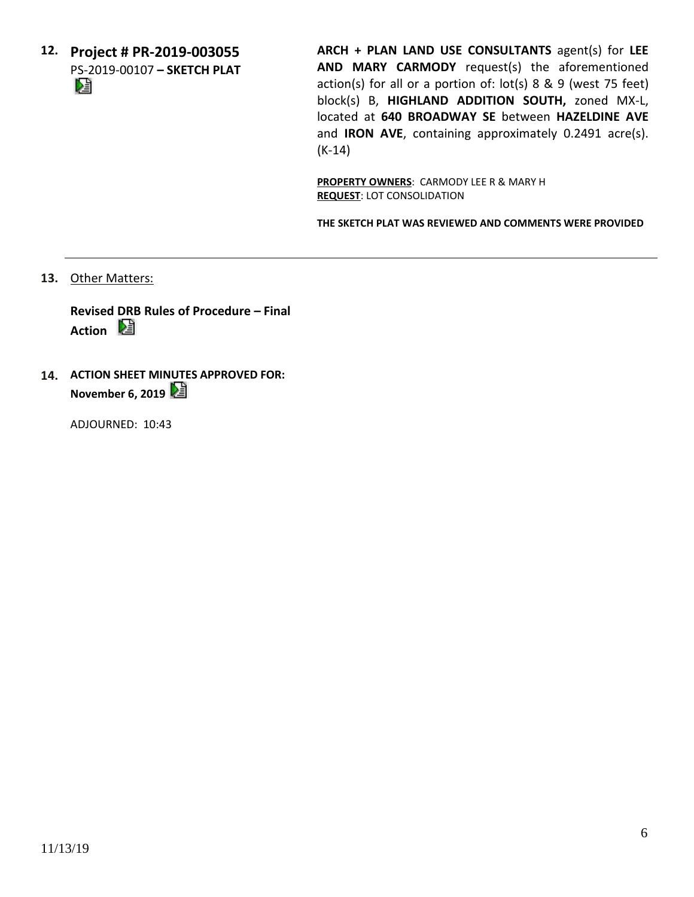**12. Project # PR-2019-003055**
PS-2019-00107 **– SKETCH PLAT**

**ARCH + PLAN LAND USE CONSULTANTS** agent(s) for **LEE AND MARY CARMODY** request(s) the aforementioned action(s) for all or a portion of: lot(s) 8 & 9 (west 75 feet) block(s) B, **HIGHLAND ADDITION SOUTH,** zoned MX-L, located at **640 BROADWAY SE** between **HAZELDINE AVE** and **IRON AVE**, containing approximately 0.2491 acre(s). (K-14)

**PROPERTY OWNERS**: CARMODY LEE R & MARY H
**REQUEST**: LOT CONSOLIDATION

**THE SKETCH PLAT WAS REVIEWED AND COMMENTS WERE PROVIDED**

---

**13.** Other Matters:

**Revised DRB Rules of Procedure – Final Action**

**14. ACTION SHEET MINUTES APPROVED FOR: November 6, 2019**

ADJOURNED: 10:43

11/13/19